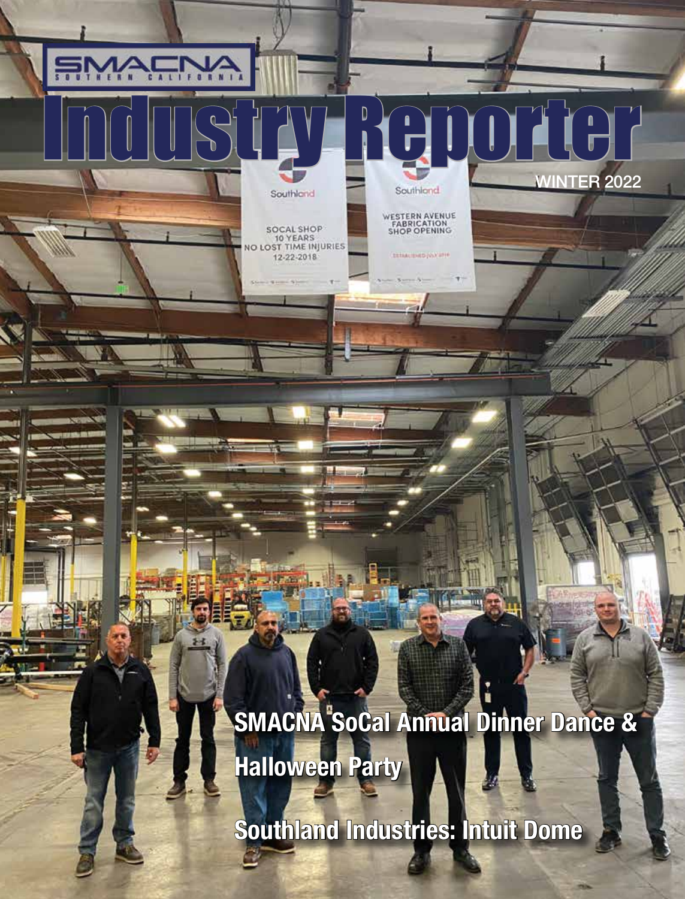SMACNA SOUTHERN CALIFORNIA

# Industry Reporter

WINTER 2022

## SMACNA SoCal Annual Dinner Dance & Halloween Party

## Southland Industries: Intuit Dome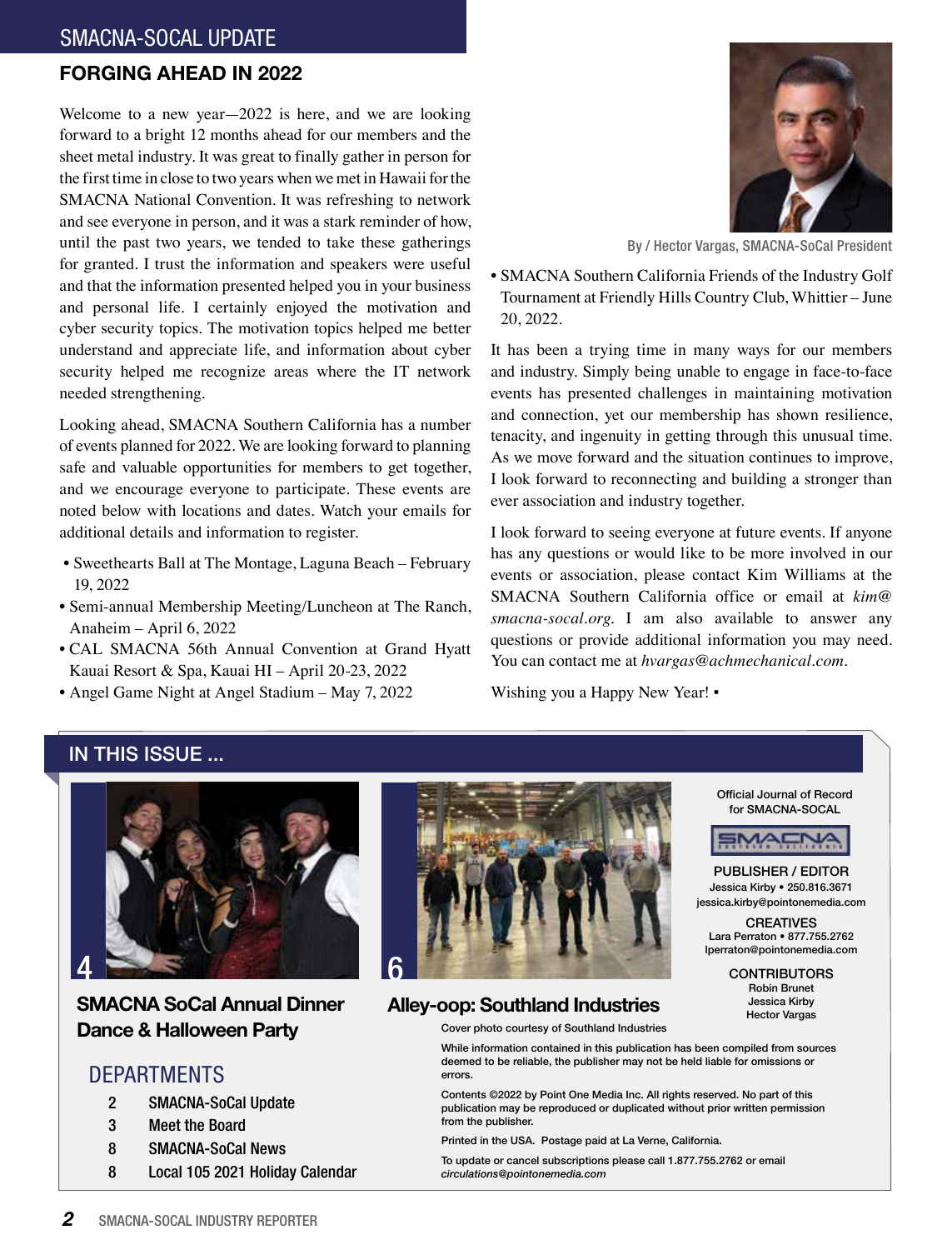## SMACNA-SOCAL UPDATE

# FORGING AHEAD IN 2022

By / Hector Vargas, SMACNA-SoCal President

Welcome to a new year—2022 is here, and we are looking forward to a bright 12 months ahead for our members and the sheet metal industry. It was great to finally gather in person for the first time in close to two years when we met in Hawaii for the SMACNA National Convention. It was refreshing to network and see everyone in person, and it was a stark reminder of how, until the past two years, we tended to take these gatherings for granted. I trust the information and speakers were useful and that the information presented helped you in your business and personal life. I certainly enjoyed the motivation and cyber security topics. The motivation topics helped me better understand and appreciate life, and information about cyber security helped me recognize areas where the IT network needed strengthening.

Looking ahead, SMACNA Southern California has a number of events planned for 2022. We are looking forward to planning safe and valuable opportunities for members to get together, and we encourage everyone to participate. These events are noted below with locations and dates. Watch your emails for additional details and information to register.

- Sweethearts Ball at The Montage, Laguna Beach – February 19, 2022
- Semi-annual Membership Meeting/Luncheon at The Ranch, Anaheim – April 6, 2022
- CAL SMACNA 56th Annual Convention at Grand Hyatt Kauai Resort & Spa, Kauai HI – April 20-23, 2022
- Angel Game Night at Angel Stadium – May 7, 2022
- SMACNA Southern California Friends of the Industry Golf Tournament at Friendly Hills Country Club, Whittier – June 20, 2022.

It has been a trying time in many ways for our members and industry. Simply being unable to engage in face-to-face events has presented challenges in maintaining motivation and connection, yet our membership has shown resilience, tenacity, and ingenuity in getting through this unusual time. As we move forward and the situation continues to improve, I look forward to reconnecting and building a stronger than ever association and industry together.

I look forward to seeing everyone at future events. If anyone has any questions or would like to be more involved in our events or association, please contact Kim Williams at the SMACNA Southern California office or email at *kim@smacna-socal.org*. I am also available to answer any questions or provide additional information you may need. You can contact me at *hvargas@achmechanical.com*.

Wishing you a Happy New Year! ▪

## IN THIS ISSUE ...

**4** SMACNA SoCal Annual Dinner Dance & Halloween Party

**6** Alley-oop: Southland Industries

### DEPARTMENTS

| | |
|---|---|
| 2 | SMACNA-SoCal Update |
| 3 | Meet the Board |
| 8 | SMACNA-SoCal News |
| 8 | Local 105 2021 Holiday Calendar |

Official Journal of Record for SMACNA-SOCAL

**PUBLISHER / EDITOR**
Jessica Kirby • 250.816.3671
jessica.kirby@pointonemedia.com

**CREATIVES**
Lara Perraton • 877.755.2762
lperraton@pointonemedia.com

**CONTRIBUTORS**
Robin Brunet
Jessica Kirby
Hector Vargas

Cover photo courtesy of Southland Industries

While information contained in this publication has been compiled from sources deemed to be reliable, the publisher may not be held liable for omissions or errors.

Contents ©2022 by Point One Media Inc. All rights reserved. No part of this publication may be reproduced or duplicated without prior written permission from the publisher.

Printed in the USA. Postage paid at La Verne, California.

To update or cancel subscriptions please call 1.877.755.2762 or email *circulations@pointonemedia.com*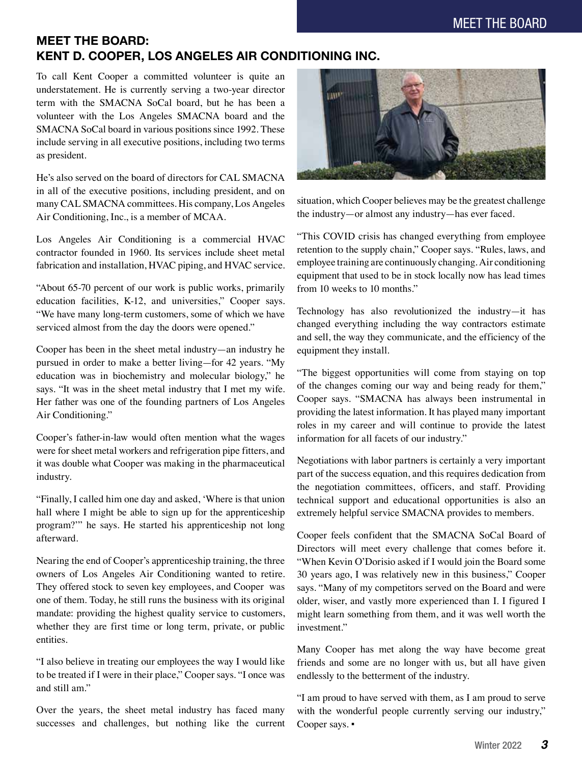## MEET THE BOARD: KENT D. COOPER, LOS ANGELES AIR CONDITIONING INC.

To call Kent Cooper a committed volunteer is quite an understatement. He is currently serving a two-year director term with the SMACNA SoCal board, but he has been a volunteer with the Los Angeles SMACNA board and the SMACNA SoCal board in various positions since 1992. These include serving in all executive positions, including two terms as president.

He's also served on the board of directors for CAL SMACNA in all of the executive positions, including president, and on many CAL SMACNA committees. His company, Los Angeles Air Conditioning, Inc., is a member of MCAA.

Los Angeles Air Conditioning is a commercial HVAC contractor founded in 1960. Its services include sheet metal fabrication and installation, HVAC piping, and HVAC service.

"About 65-70 percent of our work is public works, primarily education facilities, K-12, and universities," Cooper says. "We have many long-term customers, some of which we have serviced almost from the day the doors were opened."

Cooper has been in the sheet metal industry—an industry he pursued in order to make a better living—for 42 years. "My education was in biochemistry and molecular biology," he says. "It was in the sheet metal industry that I met my wife. Her father was one of the founding partners of Los Angeles Air Conditioning."

Cooper's father-in-law would often mention what the wages were for sheet metal workers and refrigeration pipe fitters, and it was double what Cooper was making in the pharmaceutical industry.

"Finally, I called him one day and asked, 'Where is that union hall where I might be able to sign up for the apprenticeship program?'" he says. He started his apprenticeship not long afterward.

Nearing the end of Cooper's apprenticeship training, the three owners of Los Angeles Air Conditioning wanted to retire. They offered stock to seven key employees, and Cooper was one of them. Today, he still runs the business with its original mandate: providing the highest quality service to customers, whether they are first time or long term, private, or public entities.

"I also believe in treating our employees the way I would like to be treated if I were in their place," Cooper says. "I once was and still am."

Over the years, the sheet metal industry has faced many successes and challenges, but nothing like the current situation, which Cooper believes may be the greatest challenge the industry—or almost any industry—has ever faced.

"This COVID crisis has changed everything from employee retention to the supply chain," Cooper says. "Rules, laws, and employee training are continuously changing. Air conditioning equipment that used to be in stock locally now has lead times from 10 weeks to 10 months."

Technology has also revolutionized the industry—it has changed everything including the way contractors estimate and sell, the way they communicate, and the efficiency of the equipment they install.

"The biggest opportunities will come from staying on top of the changes coming our way and being ready for them," Cooper says. "SMACNA has always been instrumental in providing the latest information. It has played many important roles in my career and will continue to provide the latest information for all facets of our industry."

Negotiations with labor partners is certainly a very important part of the success equation, and this requires dedication from the negotiation committees, officers, and staff. Providing technical support and educational opportunities is also an extremely helpful service SMACNA provides to members.

Cooper feels confident that the SMACNA SoCal Board of Directors will meet every challenge that comes before it. "When Kevin O'Dorisio asked if I would join the Board some 30 years ago, I was relatively new in this business," Cooper says. "Many of my competitors served on the Board and were older, wiser, and vastly more experienced than I. I figured I might learn something from them, and it was well worth the investment."

Many Cooper has met along the way have become great friends and some are no longer with us, but all have given endlessly to the betterment of the industry.

"I am proud to have served with them, as I am proud to serve with the wonderful people currently serving our industry," Cooper says. ▪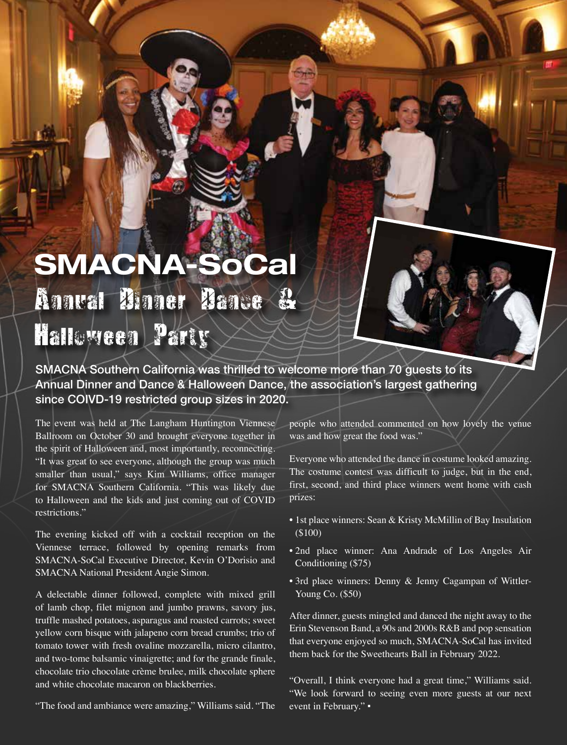# SMACNA-SoCal

## Annual Dinner Dance & Halloween Party

**SMACNA Southern California was thrilled to welcome more than 70 guests to its Annual Dinner and Dance & Halloween Dance, the association's largest gathering since COIVD-19 restricted group sizes in 2020.**

The event was held at The Langham Huntington Viennese Ballroom on October 30 and brought everyone together in the spirit of Halloween and, most importantly, reconnecting. "It was great to see everyone, although the group was much smaller than usual," says Kim Williams, office manager for SMACNA Southern California. "This was likely due to Halloween and the kids and just coming out of COVID restrictions."

The evening kicked off with a cocktail reception on the Viennese terrace, followed by opening remarks from SMACNA-SoCal Executive Director, Kevin O'Dorisio and SMACNA National President Angie Simon.

A delectable dinner followed, complete with mixed grill of lamb chop, filet mignon and jumbo prawns, savory jus, truffle mashed potatoes, asparagus and roasted carrots; sweet yellow corn bisque with jalapeno corn bread crumbs; trio of tomato tower with fresh ovaline mozzarella, micro cilantro, and two-tome balsamic vinaigrette; and for the grande finale, chocolate trio chocolate crème brulee, milk chocolate sphere and white chocolate macaron on blackberries.

"The food and ambiance were amazing," Williams said. "The people who attended commented on how lovely the venue was and how great the food was."

Everyone who attended the dance in costume looked amazing. The costume contest was difficult to judge, but in the end, first, second, and third place winners went home with cash prizes:

- 1st place winners: Sean & Kristy McMillin of Bay Insulation ($100)
- 2nd place winner: Ana Andrade of Los Angeles Air Conditioning ($75)
- 3rd place winners: Denny & Jenny Cagampan of Wittler-Young Co. ($50)

After dinner, guests mingled and danced the night away to the Erin Stevenson Band, a 90s and 2000s R&B and pop sensation that everyone enjoyed so much, SMACNA-SoCal has invited them back for the Sweethearts Ball in February 2022.

"Overall, I think everyone had a great time," Williams said. "We look forward to seeing even more guests at our next event in February." ▪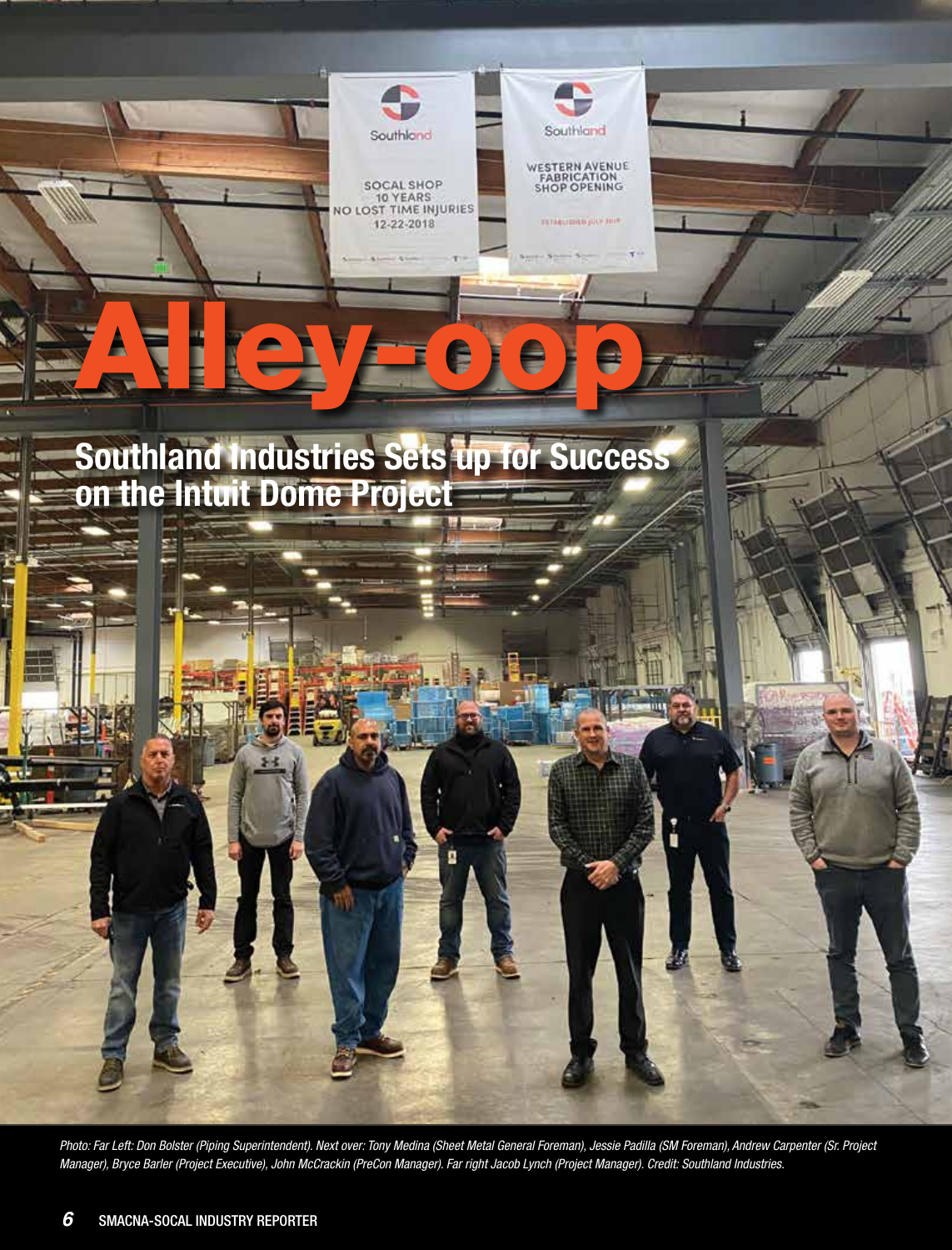# Alley-oop

## Southland Industries Sets up for Success on the Intuit Dome Project

*Photo: Far Left: Don Bolster (Piping Superintendent). Next over: Tony Medina (Sheet Metal General Foreman), Jessie Padilla (SM Foreman), Andrew Carpenter (Sr. Project Manager), Bryce Barler (Project Executive), John McCrackin (PreCon Manager). Far right Jacob Lynch (Project Manager). Credit: Southland Industries.*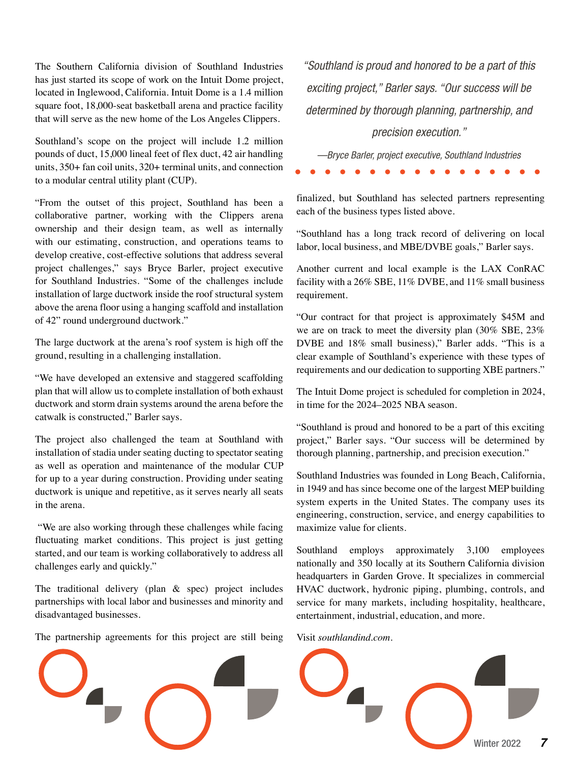The Southern California division of Southland Industries has just started its scope of work on the Intuit Dome project, located in Inglewood, California. Intuit Dome is a 1.4 million square foot, 18,000-seat basketball arena and practice facility that will serve as the new home of the Los Angeles Clippers.

Southland's scope on the project will include 1.2 million pounds of duct, 15,000 lineal feet of flex duct, 42 air handling units, 350+ fan coil units, 320+ terminal units, and connection to a modular central utility plant (CUP).

"From the outset of this project, Southland has been a collaborative partner, working with the Clippers arena ownership and their design team, as well as internally with our estimating, construction, and operations teams to develop creative, cost-effective solutions that address several project challenges," says Bryce Barler, project executive for Southland Industries. "Some of the challenges include installation of large ductwork inside the roof structural system above the arena floor using a hanging scaffold and installation of 42" round underground ductwork."

The large ductwork at the arena's roof system is high off the ground, resulting in a challenging installation.

"We have developed an extensive and staggered scaffolding plan that will allow us to complete installation of both exhaust ductwork and storm drain systems around the arena before the catwalk is constructed," Barler says.

The project also challenged the team at Southland with installation of stadia under seating ducting to spectator seating as well as operation and maintenance of the modular CUP for up to a year during construction. Providing under seating ductwork is unique and repetitive, as it serves nearly all seats in the arena.

"We are also working through these challenges while facing fluctuating market conditions. This project is just getting started, and our team is working collaboratively to address all challenges early and quickly."

The traditional delivery (plan & spec) project includes partnerships with local labor and businesses and minority and disadvantaged businesses.

The partnership agreements for this project are still being finalized, but Southland has selected partners representing each of the business types listed above.

> *"Southland is proud and honored to be a part of this exciting project," Barler says. "Our success will be determined by thorough planning, partnership, and precision execution."*
>
> *—Bryce Barler, project executive, Southland Industries*

"Southland has a long track record of delivering on local labor, local business, and MBE/DVBE goals," Barler says.

Another current and local example is the LAX ConRAC facility with a 26% SBE, 11% DVBE, and 11% small business requirement.

"Our contract for that project is approximately $45M and we are on track to meet the diversity plan (30% SBE, 23% DVBE and 18% small business)," Barler adds. "This is a clear example of Southland's experience with these types of requirements and our dedication to supporting XBE partners."

The Intuit Dome project is scheduled for completion in 2024, in time for the 2024–2025 NBA season.

"Southland is proud and honored to be a part of this exciting project," Barler says. "Our success will be determined by thorough planning, partnership, and precision execution."

Southland Industries was founded in Long Beach, California, in 1949 and has since become one of the largest MEP building system experts in the United States. The company uses its engineering, construction, service, and energy capabilities to maximize value for clients.

Southland employs approximately 3,100 employees nationally and 350 locally at its Southern California division headquarters in Garden Grove. It specializes in commercial HVAC ductwork, hydronic piping, plumbing, controls, and service for many markets, including hospitality, healthcare, entertainment, industrial, education, and more.

Visit *southlandind.com*.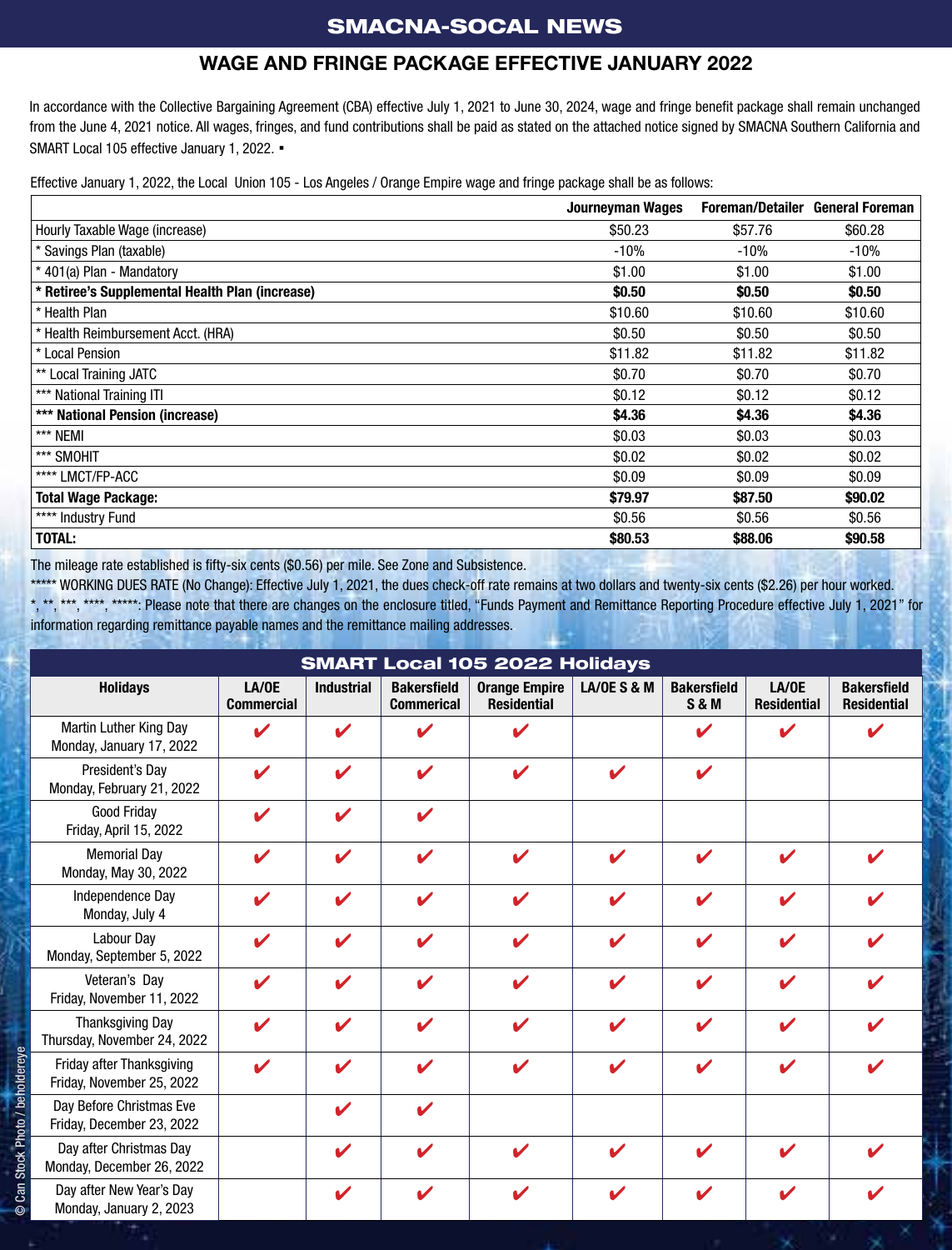## WAGE AND FRINGE PACKAGE EFFECTIVE JANUARY 2022

In accordance with the Collective Bargaining Agreement (CBA) effective July 1, 2021 to June 30, 2024, wage and fringe benefit package shall remain unchanged from the June 4, 2021 notice. All wages, fringes, and fund contributions shall be paid as stated on the attached notice signed by SMACNA Southern California and SMART Local 105 effective January 1, 2022. ▪

Effective January 1, 2022, the Local Union 105 - Los Angeles / Orange Empire wage and fringe package shall be as follows:

| | Journeyman Wages | Foreman/Detailer | General Foreman |
|---|---|---|---|
| Hourly Taxable Wage (increase) | $50.23 | $57.76 | $60.28 |
| * Savings Plan (taxable) | -10% | -10% | -10% |
| * 401(a) Plan - Mandatory | $1.00 | $1.00 | $1.00 |
| **\* Retiree's Supplemental Health Plan (increase)** | **$0.50** | **$0.50** | **$0.50** |
| * Health Plan | $10.60 | $10.60 | $10.60 |
| * Health Reimbursement Acct. (HRA) | $0.50 | $0.50 | $0.50 |
| * Local Pension | $11.82 | $11.82 | $11.82 |
| ** Local Training JATC | $0.70 | $0.70 | $0.70 |
| *** National Training ITI | $0.12 | $0.12 | $0.12 |
| **\*\*\* National Pension (increase)** | **$4.36** | **$4.36** | **$4.36** |
| *** NEMI | $0.03 | $0.03 | $0.03 |
| *** SMOHIT | $0.02 | $0.02 | $0.02 |
| **** LMCT/FP-ACC | $0.09 | $0.09 | $0.09 |
| **Total Wage Package:** | **$79.97** | **$87.50** | **$90.02** |
| **** Industry Fund | $0.56 | $0.56 | $0.56 |
| **TOTAL:** | **$80.53** | **$88.06** | **$90.58** |

The mileage rate established is fifty-six cents ($0.56) per mile. See Zone and Subsistence.

***** WORKING DUES RATE (No Change): Effective July 1, 2021, the dues check-off rate remains at two dollars and twenty-six cents ($2.26) per hour worked.

*, **, ***, ****, *****: Please note that there are changes on the enclosure titled, "Funds Payment and Remittance Reporting Procedure effective July 1, 2021" for information regarding remittance payable names and the remittance mailing addresses.

## SMART Local 105 2022 Holidays

| Holidays | LA/OE Commercial | Industrial | Bakersfield Commerical | Orange Empire Residential | LA/OE S & M | Bakersfield S & M | LA/OE Residential | Bakersfield Residential |
|---|---|---|---|---|---|---|---|---|
| Martin Luther King Day Monday, January 17, 2022 | ✔ | ✔ | ✔ | ✔ | | ✔ | ✔ | ✔ |
| President's Day Monday, February 21, 2022 | ✔ | ✔ | ✔ | ✔ | ✔ | ✔ | | |
| Good Friday Friday, April 15, 2022 | ✔ | ✔ | ✔ | | | | | |
| Memorial Day Monday, May 30, 2022 | ✔ | ✔ | ✔ | ✔ | ✔ | ✔ | ✔ | ✔ |
| Independence Day Monday, July 4 | ✔ | ✔ | ✔ | ✔ | ✔ | ✔ | ✔ | ✔ |
| Labour Day Monday, September 5, 2022 | ✔ | ✔ | ✔ | ✔ | ✔ | ✔ | ✔ | ✔ |
| Veteran's Day Friday, November 11, 2022 | ✔ | ✔ | ✔ | ✔ | ✔ | ✔ | ✔ | ✔ |
| Thanksgiving Day Thursday, November 24, 2022 | ✔ | ✔ | ✔ | ✔ | ✔ | ✔ | ✔ | ✔ |
| Friday after Thanksgiving Friday, November 25, 2022 | ✔ | ✔ | ✔ | ✔ | ✔ | ✔ | ✔ | ✔ |
| Day Before Christmas Eve Friday, December 23, 2022 | | ✔ | ✔ | | | | | |
| Day after Christmas Day Monday, December 26, 2022 | | ✔ | ✔ | ✔ | ✔ | ✔ | ✔ | ✔ |
| Day after New Year's Day Monday, January 2, 2023 | | ✔ | ✔ | ✔ | ✔ | ✔ | ✔ | ✔ |

© Can Stock Photo / beholdereye